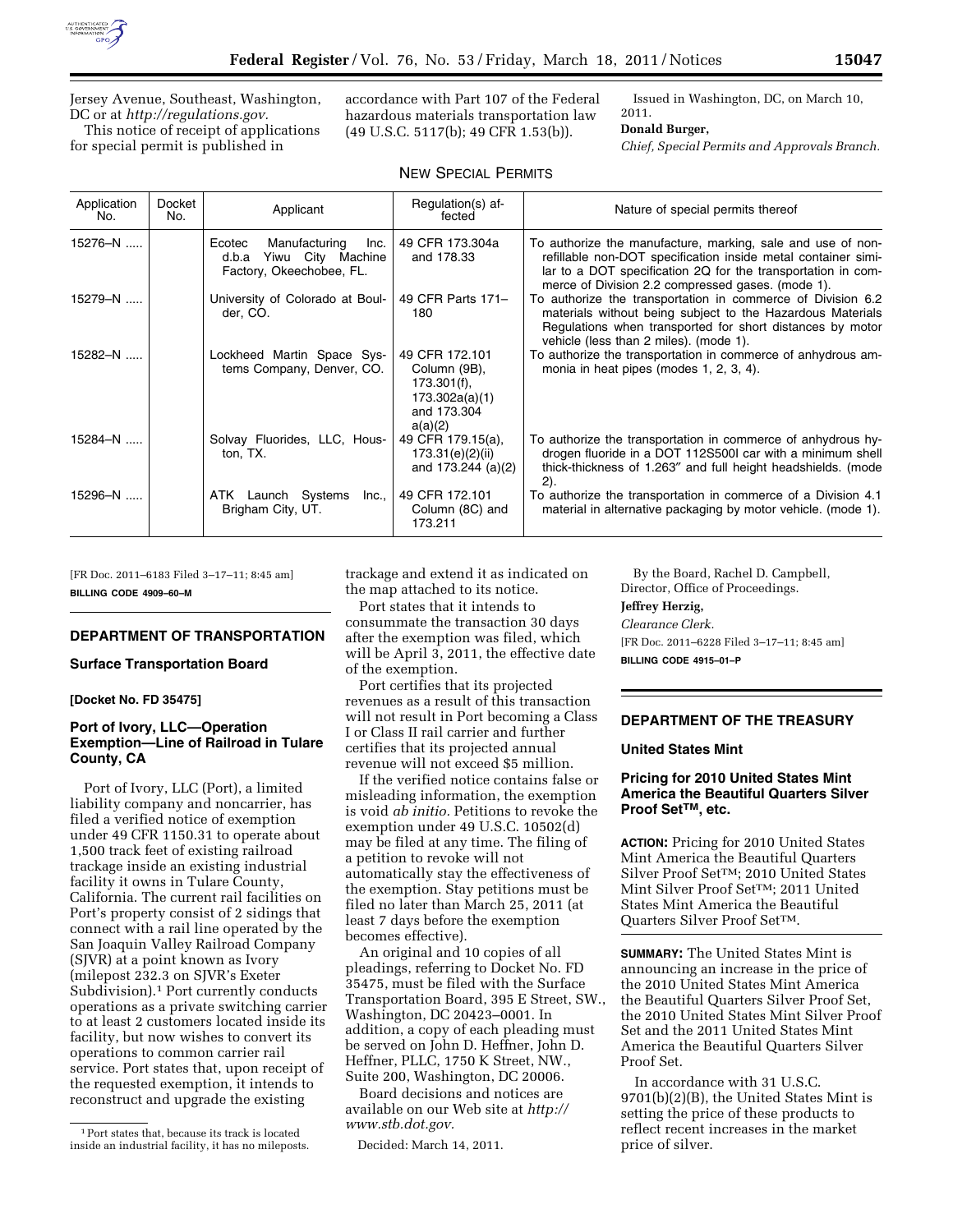Jersey Avenue, Southeast, Washington, DC or at *http://regulations.gov.*

This notice of receipt of applications for special permit is published in accordance with Part 107 of the Federal hazardous materials transportation law (49 U.S.C. 5117(b); 49 CFR 1.53(b)).

Issued in Washington, DC, on March 10, 2011.

**Donald Burger,**

*Chief, Special Permits and Approvals Branch.*

NEW SPECIAL PERMITS

| Application No. | Docket No. | Applicant | Regulation(s) affected | Nature of special permits thereof |
|---|---|---|---|---|
| 15276–N ..... | | Ecotec Manufacturing Inc. d.b.a Yiwu City Machine Factory, Okeechobee, FL. | 49 CFR 173.304a and 178.33 | To authorize the manufacture, marking, sale and use of non-refillable non-DOT specification inside metal container similar to a DOT specification 2Q for the transportation in commerce of Division 2.2 compressed gases. (mode 1). |
| 15279–N ..... | | University of Colorado at Boulder, CO. | 49 CFR Parts 171–180 | To authorize the transportation in commerce of Division 6.2 materials without being subject to the Hazardous Materials Regulations when transported for short distances by motor vehicle (less than 2 miles). (mode 1). |
| 15282–N ..... | | Lockheed Martin Space Systems Company, Denver, CO. | 49 CFR 172.101 Column (9B), 173.301(f), 173.302a(a)(1) and 173.304 a(a)(2) | To authorize the transportation in commerce of anhydrous ammonia in heat pipes (modes 1, 2, 3, 4). |
| 15284–N ..... | | Solvay Fluorides, LLC, Houston, TX. | 49 CFR 179.15(a), 173.31(e)(2)(ii) and 173.244 (a)(2) | To authorize the transportation in commerce of anhydrous hydrogen fluoride in a DOT 112S500I car with a minimum shell thick-thickness of 1.263″ and full height headshields. (mode 2). |
| 15296–N ..... | | ATK Launch Systems Inc., Brigham City, UT. | 49 CFR 172.101 Column (8C) and 173.211 | To authorize the transportation in commerce of a Division 4.1 material in alternative packaging by motor vehicle. (mode 1). |

[FR Doc. 2011–6183 Filed 3–17–11; 8:45 am]

**BILLING CODE 4909–60–M**

## DEPARTMENT OF TRANSPORTATION

### Surface Transportation Board

**[Docket No. FD 35475]**

### Port of Ivory, LLC—Operation Exemption—Line of Railroad in Tulare County, CA

Port of Ivory, LLC (Port), a limited liability company and noncarrier, has filed a verified notice of exemption under 49 CFR 1150.31 to operate about 1,500 track feet of existing railroad trackage inside an existing industrial facility it owns in Tulare County, California. The current rail facilities on Port's property consist of 2 sidings that connect with a rail line operated by the San Joaquin Valley Railroad Company (SJVR) at a point known as Ivory (milepost 232.3 on SJVR's Exeter Subdivision).[1] Port currently conducts operations as a private switching carrier to at least 2 customers located inside its facility, but now wishes to convert its operations to common carrier rail service. Port states that, upon receipt of the requested exemption, it intends to reconstruct and upgrade the existing trackage and extend it as indicated on the map attached to its notice.

[1] Port states that, because its track is located inside an industrial facility, it has no mileposts.

Port states that it intends to consummate the transaction 30 days after the exemption was filed, which will be April 3, 2011, the effective date of the exemption.

Port certifies that its projected revenues as a result of this transaction will not result in Port becoming a Class I or Class II rail carrier and further certifies that its projected annual revenue will not exceed $5 million.

If the verified notice contains false or misleading information, the exemption is void *ab initio.* Petitions to revoke the exemption under 49 U.S.C. 10502(d) may be filed at any time. The filing of a petition to revoke will not automatically stay the effectiveness of the exemption. Stay petitions must be filed no later than March 25, 2011 (at least 7 days before the exemption becomes effective).

An original and 10 copies of all pleadings, referring to Docket No. FD 35475, must be filed with the Surface Transportation Board, 395 E Street, SW., Washington, DC 20423–0001. In addition, a copy of each pleading must be served on John D. Heffner, John D. Heffner, PLLC, 1750 K Street, NW., Suite 200, Washington, DC 20006.

Board decisions and notices are available on our Web site at *http://www.stb.dot.gov.*

Decided: March 14, 2011.

By the Board, Rachel D. Campbell, Director, Office of Proceedings.

**Jeffrey Herzig,**

*Clearance Clerk.*

[FR Doc. 2011–6228 Filed 3–17–11; 8:45 am]

**BILLING CODE 4915–01–P**

## DEPARTMENT OF THE TREASURY

### United States Mint

### Pricing for 2010 United States Mint America the Beautiful Quarters Silver Proof Set™, etc.

**ACTION:** Pricing for 2010 United States Mint America the Beautiful Quarters Silver Proof Set™; 2010 United States Mint Silver Proof Set™; 2011 United States Mint America the Beautiful Quarters Silver Proof Set™.

**SUMMARY:** The United States Mint is announcing an increase in the price of the 2010 United States Mint America the Beautiful Quarters Silver Proof Set, the 2010 United States Mint Silver Proof Set and the 2011 United States Mint America the Beautiful Quarters Silver Proof Set.

In accordance with 31 U.S.C. 9701(b)(2)(B), the United States Mint is setting the price of these products to reflect recent increases in the market price of silver.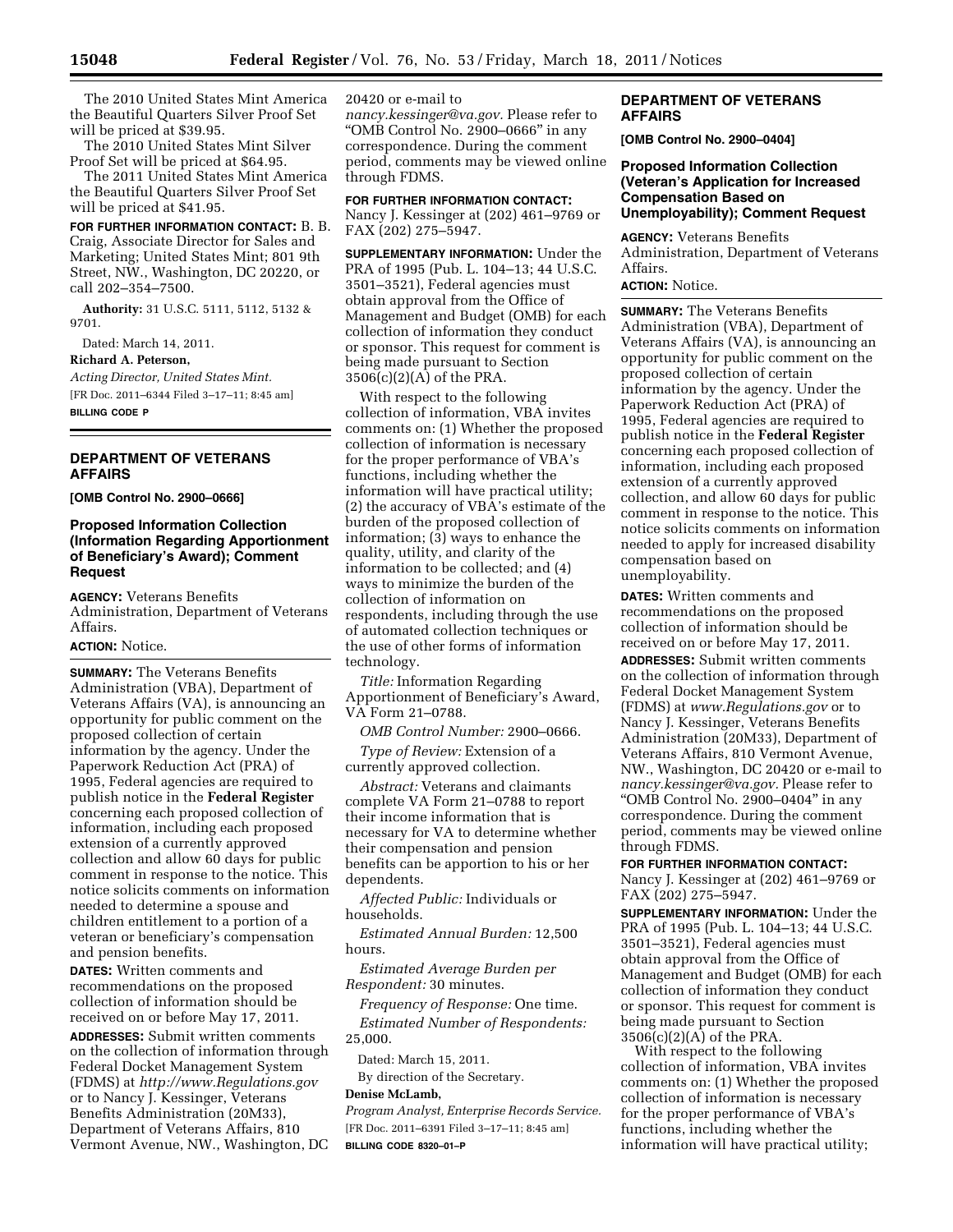The 2010 United States Mint America the Beautiful Quarters Silver Proof Set will be priced at $39.95.

The 2010 United States Mint Silver Proof Set will be priced at $64.95.

The 2011 United States Mint America the Beautiful Quarters Silver Proof Set will be priced at $41.95.

**FOR FURTHER INFORMATION CONTACT:** B. B. Craig, Associate Director for Sales and Marketing; United States Mint; 801 9th Street, NW., Washington, DC 20220, or call 202–354–7500.

**Authority:** 31 U.S.C. 5111, 5112, 5132 & 9701.

Dated: March 14, 2011.

**Richard A. Peterson,**

*Acting Director, United States Mint.*

[FR Doc. 2011–6344 Filed 3–17–11; 8:45 am]

**BILLING CODE P**

## DEPARTMENT OF VETERANS AFFAIRS

**[OMB Control No. 2900–0666]**

### Proposed Information Collection (Information Regarding Apportionment of Beneficiary's Award); Comment Request

**AGENCY:** Veterans Benefits Administration, Department of Veterans Affairs.

**ACTION:** Notice.

**SUMMARY:** The Veterans Benefits Administration (VBA), Department of Veterans Affairs (VA), is announcing an opportunity for public comment on the proposed collection of certain information by the agency. Under the Paperwork Reduction Act (PRA) of 1995, Federal agencies are required to publish notice in the **Federal Register** concerning each proposed collection of information, including each proposed extension of a currently approved collection and allow 60 days for public comment in response to the notice. This notice solicits comments on information needed to determine a spouse and children entitlement to a portion of a veteran or beneficiary's compensation and pension benefits.

**DATES:** Written comments and recommendations on the proposed collection of information should be received on or before May 17, 2011.

**ADDRESSES:** Submit written comments on the collection of information through Federal Docket Management System (FDMS) at *http://www.Regulations.gov* or to Nancy J. Kessinger, Veterans Benefits Administration (20M33), Department of Veterans Affairs, 810 Vermont Avenue, NW., Washington, DC 20420 or e-mail to *nancy.kessinger@va.gov.* Please refer to "OMB Control No. 2900–0666" in any correspondence. During the comment period, comments may be viewed online through FDMS.

**FOR FURTHER INFORMATION CONTACT:** Nancy J. Kessinger at (202) 461–9769 or FAX (202) 275–5947.

**SUPPLEMENTARY INFORMATION:** Under the PRA of 1995 (Pub. L. 104–13; 44 U.S.C. 3501–3521), Federal agencies must obtain approval from the Office of Management and Budget (OMB) for each collection of information they conduct or sponsor. This request for comment is being made pursuant to Section 3506(c)(2)(A) of the PRA.

With respect to the following collection of information, VBA invites comments on: (1) Whether the proposed collection of information is necessary for the proper performance of VBA's functions, including whether the information will have practical utility; (2) the accuracy of VBA's estimate of the burden of the proposed collection of information; (3) ways to enhance the quality, utility, and clarity of the information to be collected; and (4) ways to minimize the burden of the collection of information on respondents, including through the use of automated collection techniques or the use of other forms of information technology.

*Title:* Information Regarding Apportionment of Beneficiary's Award, VA Form 21–0788.

*OMB Control Number:* 2900–0666.

*Type of Review:* Extension of a currently approved collection.

*Abstract:* Veterans and claimants complete VA Form 21–0788 to report their income information that is necessary for VA to determine whether their compensation and pension benefits can be apportion to his or her dependents.

*Affected Public:* Individuals or households.

*Estimated Annual Burden:* 12,500 hours.

*Estimated Average Burden per Respondent:* 30 minutes.

*Frequency of Response:* One time.

*Estimated Number of Respondents:* 25,000.

Dated: March 15, 2011.

By direction of the Secretary.

**Denise McLamb,**

*Program Analyst, Enterprise Records Service.*

[FR Doc. 2011–6391 Filed 3–17–11; 8:45 am]

**BILLING CODE 8320–01–P**

## DEPARTMENT OF VETERANS AFFAIRS

**[OMB Control No. 2900–0404]**

### Proposed Information Collection (Veteran's Application for Increased Compensation Based on Unemployability); Comment Request

**AGENCY:** Veterans Benefits Administration, Department of Veterans Affairs.

**ACTION:** Notice.

**SUMMARY:** The Veterans Benefits Administration (VBA), Department of Veterans Affairs (VA), is announcing an opportunity for public comment on the proposed collection of certain information by the agency. Under the Paperwork Reduction Act (PRA) of 1995, Federal agencies are required to publish notice in the **Federal Register** concerning each proposed collection of information, including each proposed extension of a currently approved collection, and allow 60 days for public comment in response to the notice. This notice solicits comments on information needed to apply for increased disability compensation based on unemployability.

**DATES:** Written comments and recommendations on the proposed collection of information should be received on or before May 17, 2011.

**ADDRESSES:** Submit written comments on the collection of information through Federal Docket Management System (FDMS) at *www.Regulations.gov* or to Nancy J. Kessinger, Veterans Benefits Administration (20M33), Department of Veterans Affairs, 810 Vermont Avenue, NW., Washington, DC 20420 or e-mail to *nancy.kessinger@va.gov.* Please refer to "OMB Control No. 2900–0404" in any correspondence. During the comment period, comments may be viewed online through FDMS.

**FOR FURTHER INFORMATION CONTACT:** Nancy J. Kessinger at (202) 461–9769 or FAX (202) 275–5947.

**SUPPLEMENTARY INFORMATION:** Under the PRA of 1995 (Pub. L. 104–13; 44 U.S.C. 3501–3521), Federal agencies must obtain approval from the Office of Management and Budget (OMB) for each collection of information they conduct or sponsor. This request for comment is being made pursuant to Section 3506(c)(2)(A) of the PRA.

With respect to the following collection of information, VBA invites comments on: (1) Whether the proposed collection of information is necessary for the proper performance of VBA's functions, including whether the information will have practical utility;